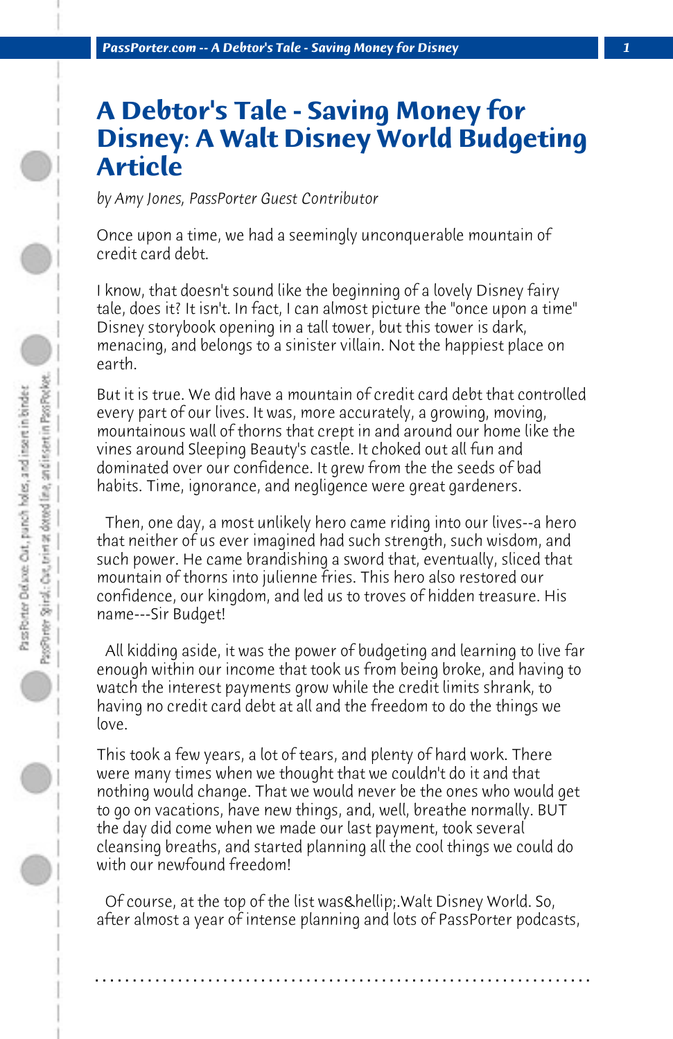# A Debtor's Tale - Saving Money for Disney: A Walt Disney World Budgeting Article

*by Amy Jones, PassPorter Guest Contributor*

Once upon a time, we had a seemingly unconquerable mountain of credit card debt.

I know, that doesn't sound like the beginning of a lovely Disney fairy tale, does it? It isn't. In fact, I can almost picture the "once upon a time" Disney storybook opening in a tall tower, but this tower is dark, menacing, and belongs to a sinister villain. Not the happiest place on earth.

But it is true. We did have a mountain of credit card debt that controlled every part of our lives. It was, more accurately, a growing, moving, mountainous wall of thorns that crept in and around our home like the vines around Sleeping Beauty's castle. It choked out all fun and dominated over our confidence. It grew from the the seeds of bad habits. Time, ignorance, and negligence were great gardeners.

Then, one day, a most unlikely hero came riding into our lives--a hero that neither of us ever imagined had such strength, such wisdom, and such power. He came brandishing a sword that, eventually, sliced that mountain of thorns into julienne fries. This hero also restored our confidence, our kingdom, and led us to troves of hidden treasure. His name---Sir Budget!

All kidding aside, it was the power of budgeting and learning to live far enough within our income that took us from being broke, and having to watch the interest payments grow while the credit limits shrank, to having no credit card debt at all and the freedom to do the things we love.

This took a few years, a lot of tears, and plenty of hard work. There were many times when we thought that we couldn't do it and that nothing would change. That we would never be the ones who would get to go on vacations, have new things, and, well, breathe normally. BUT the day did come when we made our last payment, took several cleansing breaths, and started planning all the cool things we could do with our newfound freedom!

Of course, at the top of the list was&hellip;.Walt Disney World. So, after almost a year of intense planning and lots of PassPorter podcasts,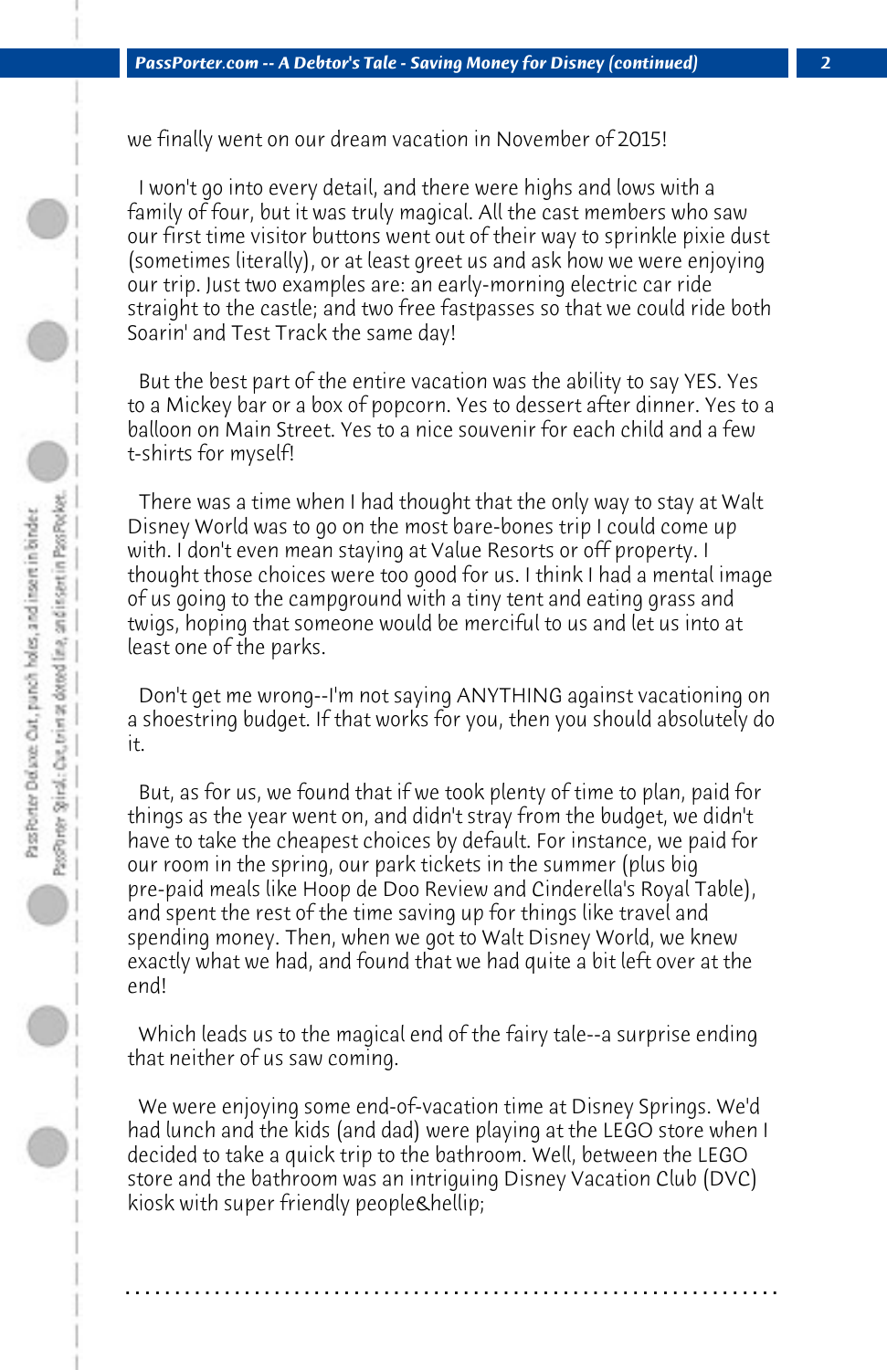we finally went on our dream vacation in November of 2015!

I won't go into every detail, and there were highs and lows with a family of four, but it was truly magical. All the cast members who saw our first time visitor buttons went out of their way to sprinkle pixie dust (sometimes literally), or at least greet us and ask how we were enjoying our trip. Just two examples are: an early-morning electric car ride straight to the castle; and two free fastpasses so that we could ride both Soarin' and Test Track the same day!

But the best part of the entire vacation was the ability to say YES. Yes to a Mickey bar or a box of popcorn. Yes to dessert after dinner. Yes to a balloon on Main Street. Yes to a nice souvenir for each child and a few t-shirts for myself!

There was a time when I had thought that the only way to stay at Walt Disney World was to go on the most bare-bones trip I could come up with. I don't even mean staying at Value Resorts or off property. I thought those choices were too good for us. I think I had a mental image of us going to the campground with a tiny tent and eating grass and twigs, hoping that someone would be merciful to us and let us into at least one of the parks.

Don't get me wrong--I'm not saying ANYTHING against vacationing on a shoestring budget. If that works for you, then you should absolutely do it.

But, as for us, we found that if we took plenty of time to plan, paid for things as the year went on, and didn't stray from the budget, we didn't have to take the cheapest choices by default. For instance, we paid for our room in the spring, our park tickets in the summer (plus big pre-paid meals like Hoop de Doo Review and Cinderella's Royal Table), and spent the rest of the time saving up for things like travel and spending money. Then, when we got to Walt Disney World, we knew exactly what we had, and found that we had quite a bit left over at the end!

Which leads us to the magical end of the fairy tale--a surprise ending that neither of us saw coming.

We were enjoying some end-of-vacation time at Disney Springs. We'd had lunch and the kids (and dad) were playing at the LEGO store when I decided to take a quick trip to the bathroom. Well, between the LEGO store and the bathroom was an intriguing Disney Vacation Club (DVC) kiosk with super friendly people&hellip;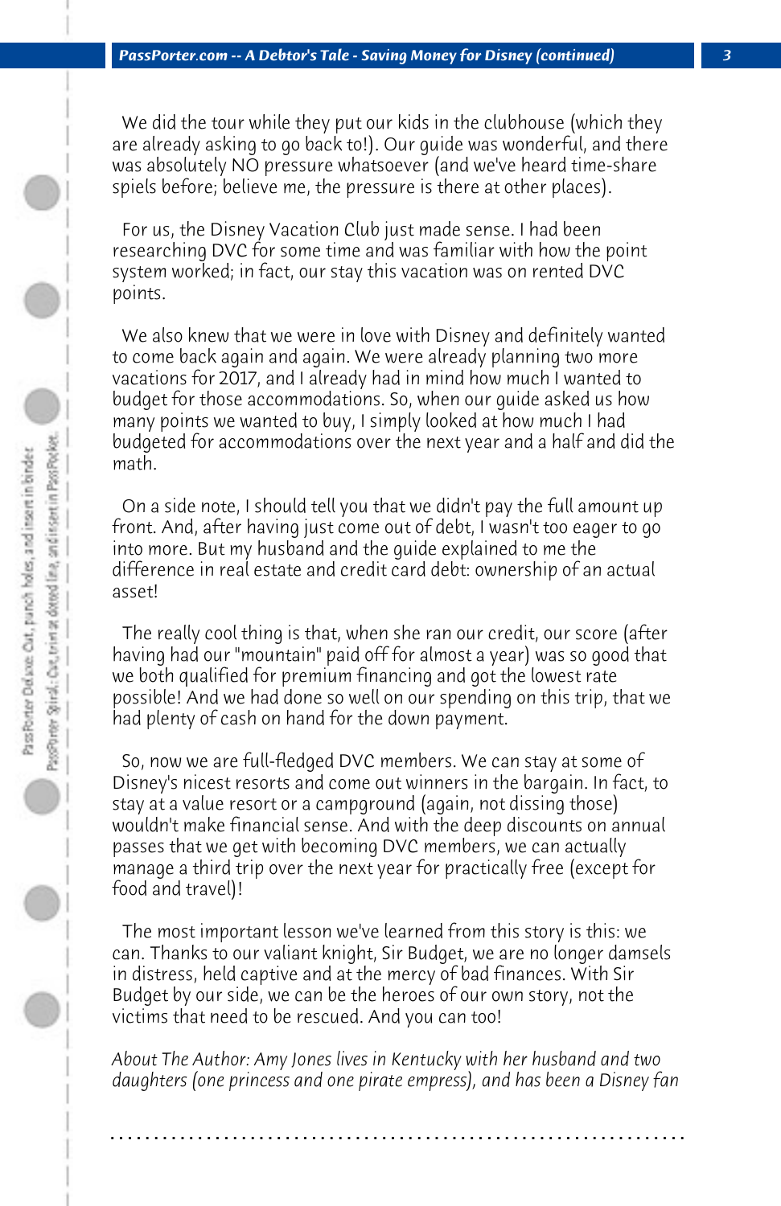We did the tour while they put our kids in the clubhouse (which they are already asking to go back to!). Our guide was wonderful, and there was absolutely NO pressure whatsoever (and we've heard time-share spiels before; believe me, the pressure is there at other places).

For us, the Disney Vacation Club just made sense. I had been researching DVC for some time and was familiar with how the point system worked; in fact, our stay this vacation was on rented DVC points.

We also knew that we were in love with Disney and definitely wanted to come back again and again. We were already planning two more vacations for 2017, and I already had in mind how much I wanted to budget for those accommodations. So, when our guide asked us how many points we wanted to buy, I simply looked at how much I had budgeted for accommodations over the next year and a half and did the math.

On a side note, I should tell you that we didn't pay the full amount up front. And, after having just come out of debt, I wasn't too eager to go into more. But my husband and the guide explained to me the difference in real estate and credit card debt: ownership of an actual asset!

The really cool thing is that, when she ran our credit, our score (after having had our "mountain" paid off for almost a year) was so good that we both qualified for premium financing and got the lowest rate possible! And we had done so well on our spending on this trip, that we had plenty of cash on hand for the down payment.

So, now we are full-fledged DVC members. We can stay at some of Disney's nicest resorts and come out winners in the bargain. In fact, to stay at a value resort or a campground (again, not dissing those) wouldn't make financial sense. And with the deep discounts on annual passes that we get with becoming DVC members, we can actually manage a third trip over the next year for practically free (except for food and travel)!

The most important lesson we've learned from this story is this: we can. Thanks to our valiant knight, Sir Budget, we are no longer damsels in distress, held captive and at the mercy of bad finances. With Sir Budget by our side, we can be the heroes of our own story, not the victims that need to be rescued. And you can too!

*About The Author: Amy Jones lives in Kentucky with her husband and two daughters (one princess and one pirate empress), and has been a Disney fan*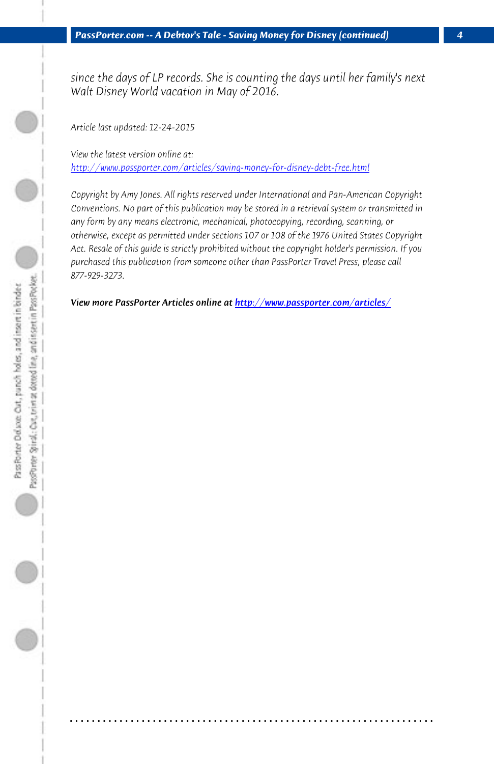*since the days of LP records. She is counting the days until her family's next Walt Disney World vacation in May of 2016.*

*Article last updated: 12-24-2015*

*View the latest version online at:*
*[http://www.passporter.com/articles/saving-money-for-disney-debt-free.html](http://www.passporter.com/articles/saving-money-for-disney-debt-free.html)*

*Copyright by Amy Jones. All rights reserved under International and Pan-American Copyright Conventions. No part of this publication may be stored in a retrieval system or transmitted in any form by any means electronic, mechanical, photocopying, recording, scanning, or otherwise, except as permitted under sections 107 or 108 of the 1976 United States Copyright Act. Resale of this guide is strictly prohibited without the copyright holder's permission. If you purchased this publication from someone other than PassPorter Travel Press, please call 877-929-3273.*

***View more PassPorter Articles online at [http://www.passporter.com/articles/](http://www.passporter.com/articles/)***